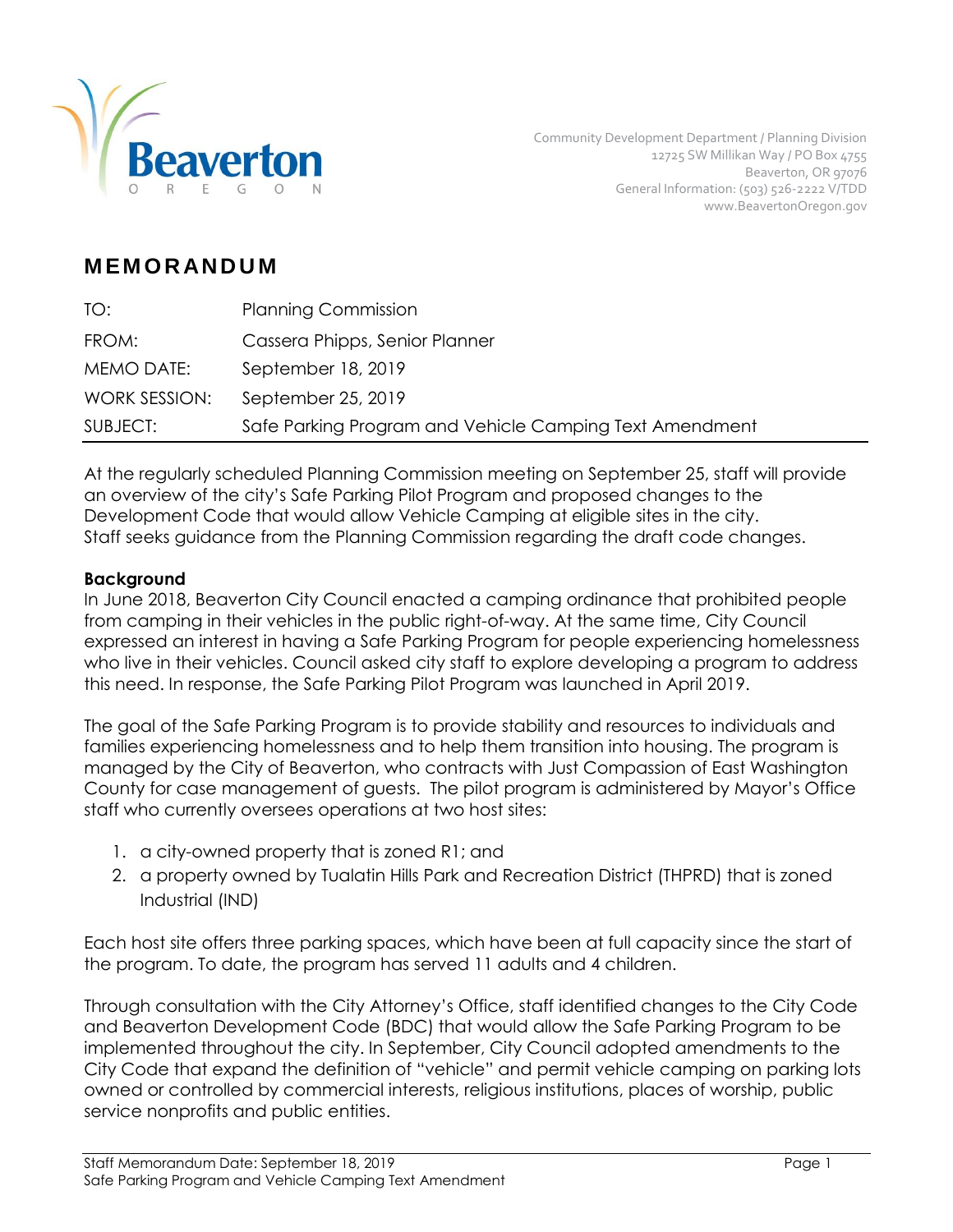Community Development Department / Planning Division
12725 SW Millikan Way / PO Box 4755
Beaverton, OR 97076
General Information: (503) 526-2222 V/TDD
www.BeavertonOregon.gov

# MEMORANDUM

| | |
|---|---|
| TO: | Planning Commission |
| FROM: | Cassera Phipps, Senior Planner |
| MEMO DATE: | September 18, 2019 |
| WORK SESSION: | September 25, 2019 |
| SUBJECT: | Safe Parking Program and Vehicle Camping Text Amendment |

At the regularly scheduled Planning Commission meeting on September 25, staff will provide an overview of the city's Safe Parking Pilot Program and proposed changes to the Development Code that would allow Vehicle Camping at eligible sites in the city. Staff seeks guidance from the Planning Commission regarding the draft code changes.

**Background**

In June 2018, Beaverton City Council enacted a camping ordinance that prohibited people from camping in their vehicles in the public right-of-way. At the same time, City Council expressed an interest in having a Safe Parking Program for people experiencing homelessness who live in their vehicles. Council asked city staff to explore developing a program to address this need. In response, the Safe Parking Pilot Program was launched in April 2019.

The goal of the Safe Parking Program is to provide stability and resources to individuals and families experiencing homelessness and to help them transition into housing. The program is managed by the City of Beaverton, who contracts with Just Compassion of East Washington County for case management of guests. The pilot program is administered by Mayor's Office staff who currently oversees operations at two host sites:

1. a city-owned property that is zoned R1; and
2. a property owned by Tualatin Hills Park and Recreation District (THPRD) that is zoned Industrial (IND)

Each host site offers three parking spaces, which have been at full capacity since the start of the program. To date, the program has served 11 adults and 4 children.

Through consultation with the City Attorney's Office, staff identified changes to the City Code and Beaverton Development Code (BDC) that would allow the Safe Parking Program to be implemented throughout the city. In September, City Council adopted amendments to the City Code that expand the definition of "vehicle" and permit vehicle camping on parking lots owned or controlled by commercial interests, religious institutions, places of worship, public service nonprofits and public entities.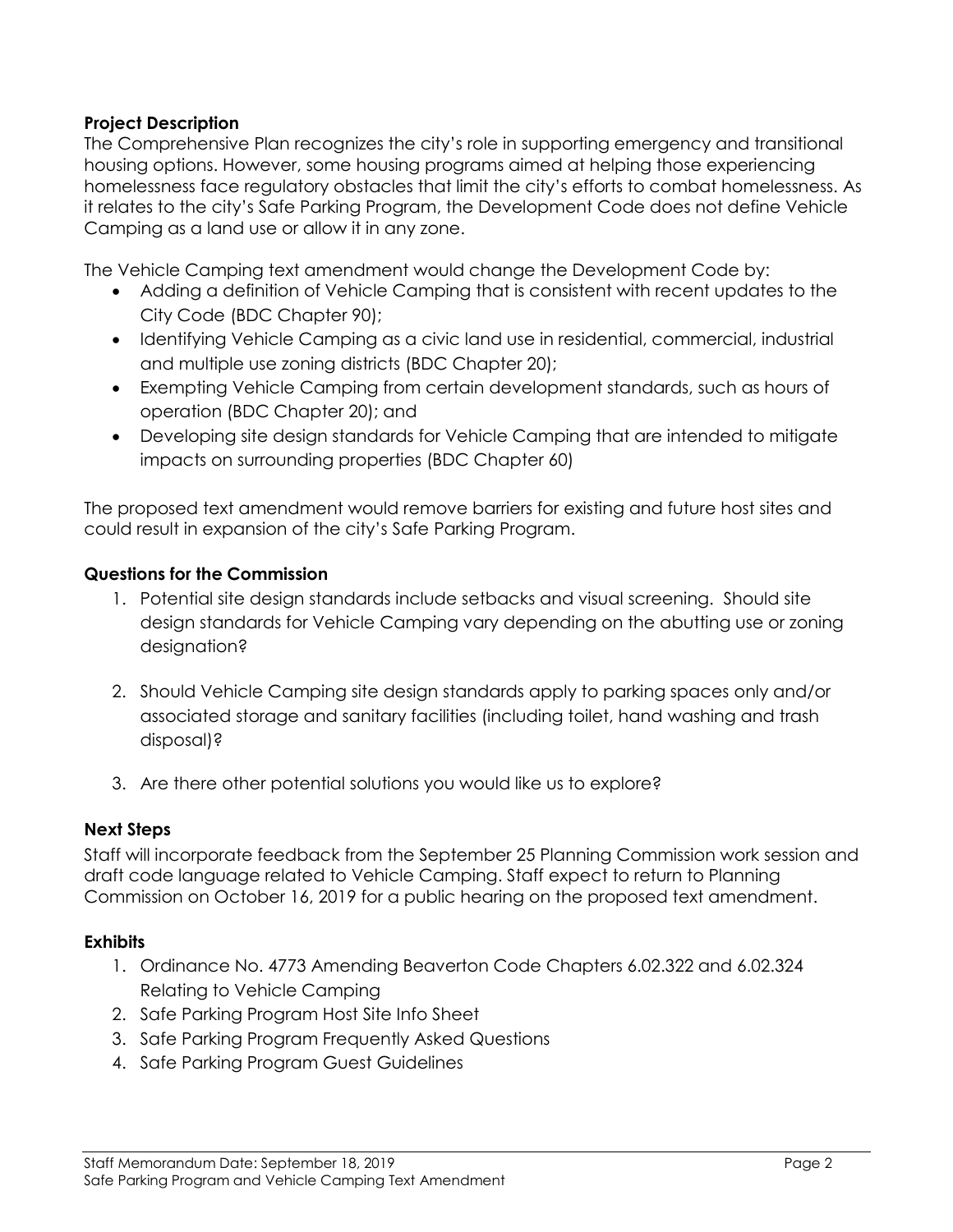**Project Description**

The Comprehensive Plan recognizes the city's role in supporting emergency and transitional housing options. However, some housing programs aimed at helping those experiencing homelessness face regulatory obstacles that limit the city's efforts to combat homelessness. As it relates to the city's Safe Parking Program, the Development Code does not define Vehicle Camping as a land use or allow it in any zone.

The Vehicle Camping text amendment would change the Development Code by:

- Adding a definition of Vehicle Camping that is consistent with recent updates to the City Code (BDC Chapter 90);
- Identifying Vehicle Camping as a civic land use in residential, commercial, industrial and multiple use zoning districts (BDC Chapter 20);
- Exempting Vehicle Camping from certain development standards, such as hours of operation (BDC Chapter 20); and
- Developing site design standards for Vehicle Camping that are intended to mitigate impacts on surrounding properties (BDC Chapter 60)

The proposed text amendment would remove barriers for existing and future host sites and could result in expansion of the city's Safe Parking Program.

**Questions for the Commission**

1. Potential site design standards include setbacks and visual screening. Should site design standards for Vehicle Camping vary depending on the abutting use or zoning designation?

2. Should Vehicle Camping site design standards apply to parking spaces only and/or associated storage and sanitary facilities (including toilet, hand washing and trash disposal)?

3. Are there other potential solutions you would like us to explore?

**Next Steps**

Staff will incorporate feedback from the September 25 Planning Commission work session and draft code language related to Vehicle Camping. Staff expect to return to Planning Commission on October 16, 2019 for a public hearing on the proposed text amendment.

**Exhibits**

1. Ordinance No. 4773 Amending Beaverton Code Chapters 6.02.322 and 6.02.324 Relating to Vehicle Camping
2. Safe Parking Program Host Site Info Sheet
3. Safe Parking Program Frequently Asked Questions
4. Safe Parking Program Guest Guidelines